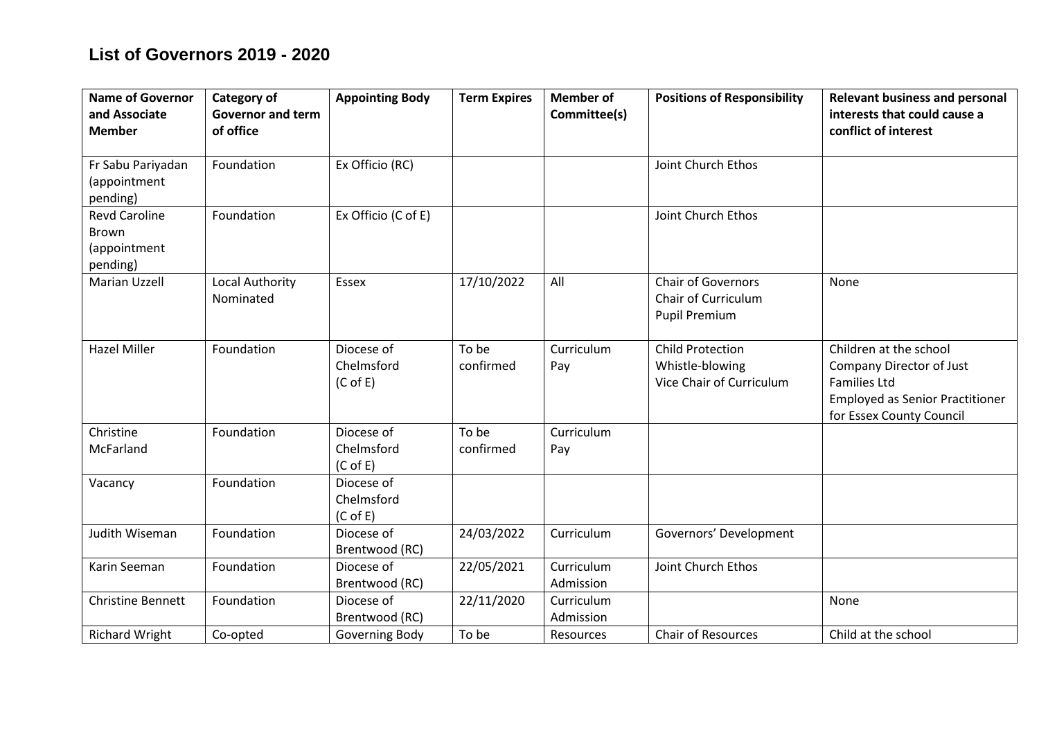# List of Governors 2019 - 2020

| Name of Governor and Associate Member | Category of Governor and term of office | Appointing Body | Term Expires | Member of Committee(s) | Positions of Responsibility | Relevant business and personal interests that could cause a conflict of interest |
|---|---|---|---|---|---|---|
| Fr Sabu Pariyadan (appointment pending) | Foundation | Ex Officio (RC) | | | Joint Church Ethos | |
| Revd Caroline Brown (appointment pending) | Foundation | Ex Officio (C of E) | | | Joint Church Ethos | |
| Marian Uzzell | Local Authority Nominated | Essex | 17/10/2022 | All | Chair of Governors<br>Chair of Curriculum<br>Pupil Premium | None |
| Hazel Miller | Foundation | Diocese of Chelmsford (C of E) | To be confirmed | Curriculum<br>Pay | Child Protection<br>Whistle-blowing<br>Vice Chair of Curriculum | Children at the school<br>Company Director of Just Families Ltd<br>Employed as Senior Practitioner for Essex County Council |
| Christine McFarland | Foundation | Diocese of Chelmsford (C of E) | To be confirmed | Curriculum<br>Pay | | |
| Vacancy | Foundation | Diocese of Chelmsford (C of E) | | | | |
| Judith Wiseman | Foundation | Diocese of Brentwood (RC) | 24/03/2022 | Curriculum | Governors' Development | |
| Karin Seeman | Foundation | Diocese of Brentwood (RC) | 22/05/2021 | Curriculum<br>Admission | Joint Church Ethos | |
| Christine Bennett | Foundation | Diocese of Brentwood (RC) | 22/11/2020 | Curriculum<br>Admission | | None |
| Richard Wright | Co-opted | Governing Body | To be | Resources | Chair of Resources | Child at the school |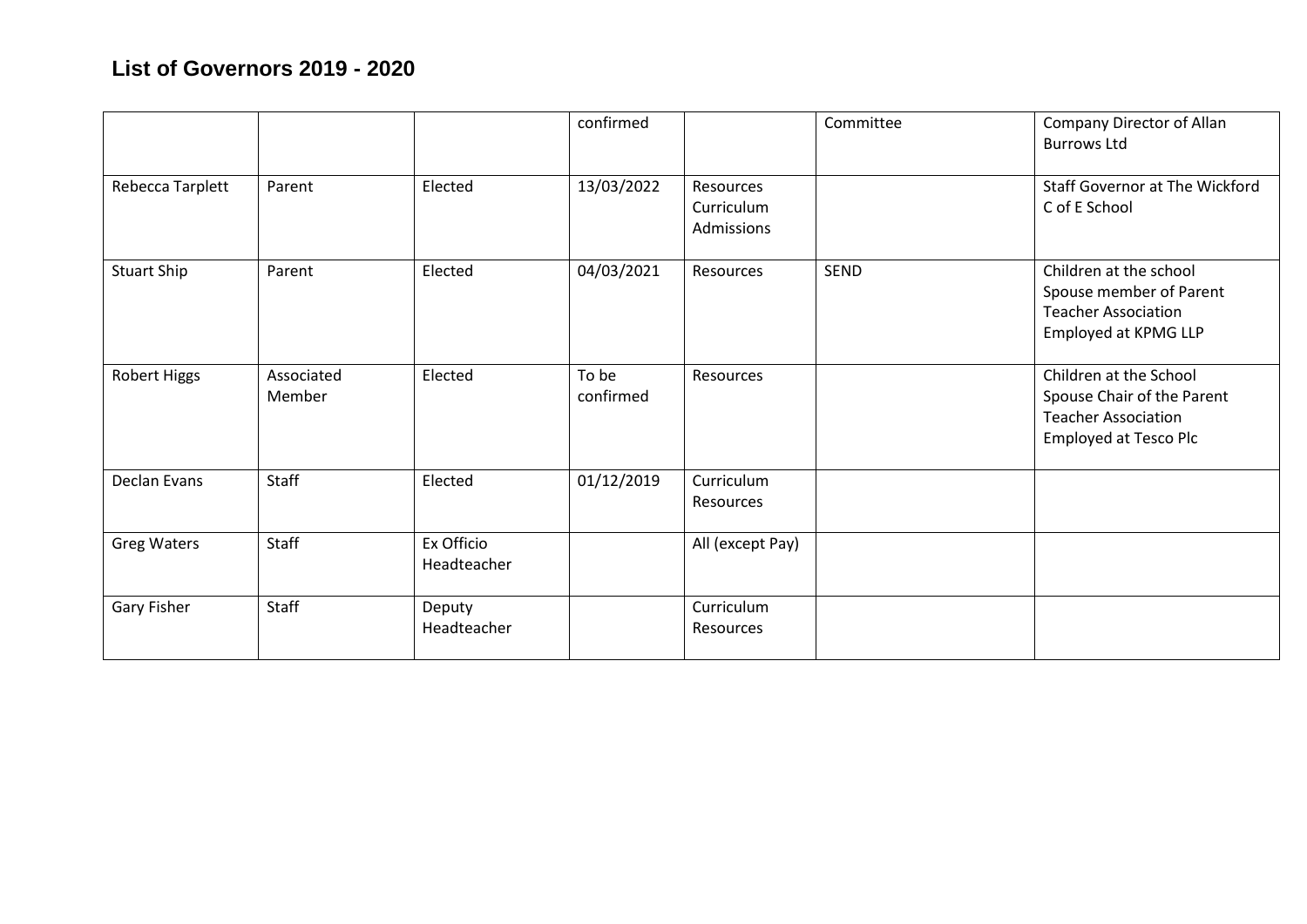## List of Governors 2019 - 2020

| | | | | | | |
|---|---|---|---|---|---|---|
| | | | confirmed | | Committee | Company Director of Allan Burrows Ltd |
| Rebecca Tarplett | Parent | Elected | 13/03/2022 | Resources Curriculum Admissions | | Staff Governor at The Wickford C of E School |
| Stuart Ship | Parent | Elected | 04/03/2021 | Resources | SEND | Children at the school Spouse member of Parent Teacher Association Employed at KPMG LLP |
| Robert Higgs | Associated Member | Elected | To be confirmed | Resources | | Children at the School Spouse Chair of the Parent Teacher Association Employed at Tesco Plc |
| Declan Evans | Staff | Elected | 01/12/2019 | Curriculum Resources | | |
| Greg Waters | Staff | Ex Officio Headteacher | | All (except Pay) | | |
| Gary Fisher | Staff | Deputy Headteacher | | Curriculum Resources | | |